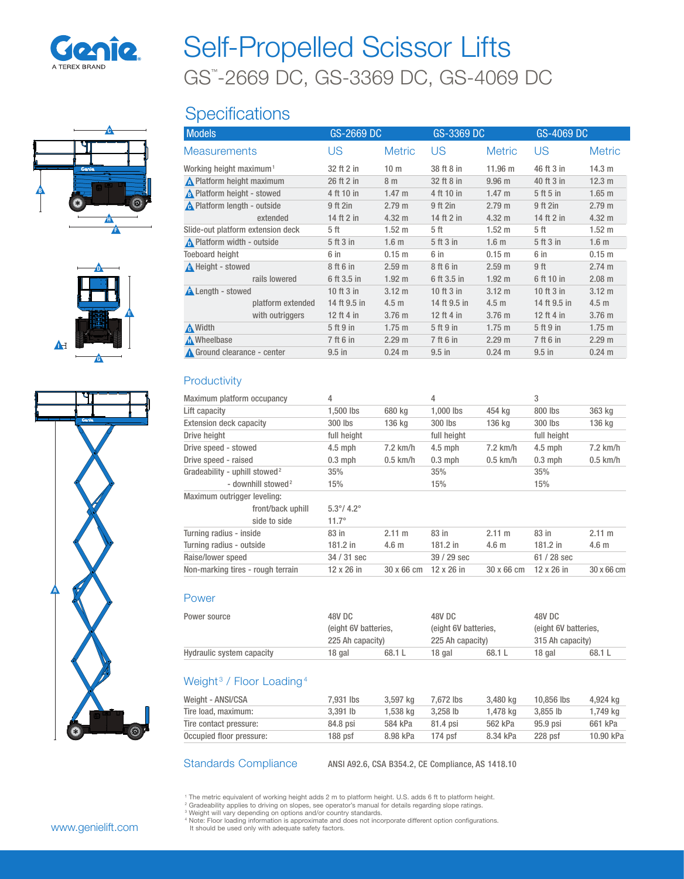# Self-Propelled Scissor Lifts

## GS™-2669 DC, GS-3369 DC, GS-4069 DC

## Specifications

| Models | GS-2669 DC | | GS-3369 DC | | GS-4069 DC | |
|---|---|---|---|---|---|---|
| **Measurements** | **US** | **Metric** | **US** | **Metric** | **US** | **Metric** |
| Working height maximum[1] | 32 ft 2 in | 10 m | 38 ft 8 in | 11.96 m | 46 ft 3 in | 14.3 m |
| A Platform height maximum | 26 ft 2 in | 8 m | 32 ft 8 in | 9.96 m | 40 ft 3 in | 12.3 m |
| B Platform height - stowed | 4 ft 10 in | 1.47 m | 4 ft 10 in | 1.47 m | 5 ft 5 in | 1.65 m |
| C Platform length - outside | 9 ft 2in | 2.79 m | 9 ft 2in | 2.79 m | 9 ft 2in | 2.79 m |
| extended | 14 ft 2 in | 4.32 m | 14 ft 2 in | 4.32 m | 14 ft 2 in | 4.32 m |
| Slide-out platform extension deck | 5 ft | 1.52 m | 5 ft | 1.52 m | 5 ft | 1.52 m |
| D Platform width - outside | 5 ft 3 in | 1.6 m | 5 ft 3 in | 1.6 m | 5 ft 3 in | 1.6 m |
| Toeboard height | 6 in | 0.15 m | 6 in | 0.15 m | 6 in | 0.15 m |
| E Height - stowed | 8 ft 6 in | 2.59 m | 8 ft 6 in | 2.59 m | 9 ft | 2.74 m |
| rails lowered | 6 ft 3.5 in | 1.92 m | 6 ft 3.5 in | 1.92 m | 6 ft 10 in | 2.08 m |
| F Length - stowed | 10 ft 3 in | 3.12 m | 10 ft 3 in | 3.12 m | 10 ft 3 in | 3.12 m |
| platform extended | 14 ft 9.5 in | 4.5 m | 14 ft 9.5 in | 4.5 m | 14 ft 9.5 in | 4.5 m |
| with outriggers | 12 ft 4 in | 3.76 m | 12 ft 4 in | 3.76 m | 12 ft 4 in | 3.76 m |
| G Width | 5 ft 9 in | 1.75 m | 5 ft 9 in | 1.75 m | 5 ft 9 in | 1.75 m |
| H Wheelbase | 7 ft 6 in | 2.29 m | 7 ft 6 in | 2.29 m | 7 ft 6 in | 2.29 m |
| I Ground clearance - center | 9.5 in | 0.24 m | 9.5 in | 0.24 m | 9.5 in | 0.24 m |

### Productivity

| | | | | | | |
|---|---|---|---|---|---|---|
| Maximum platform occupancy | 4 | | 4 | | 3 | |
| Lift capacity | 1,500 lbs | 680 kg | 1,000 lbs | 454 kg | 800 lbs | 363 kg |
| Extension deck capacity | 300 lbs | 136 kg | 300 lbs | 136 kg | 300 lbs | 136 kg |
| Drive height | full height | | full height | | full height | |
| Drive speed - stowed | 4.5 mph | 7.2 km/h | 4.5 mph | 7.2 km/h | 4.5 mph | 7.2 km/h |
| Drive speed - raised | 0.3 mph | 0.5 km/h | 0.3 mph | 0.5 km/h | 0.3 mph | 0.5 km/h |
| Gradeability - uphill stowed[2] | 35% | | 35% | | 35% | |
| - downhill stowed[2] | 15% | | 15% | | 15% | |
| Maximum outrigger leveling: | | | | | | |
| front/back uphill | 5.3°/ 4.2° | | | | | |
| side to side | 11.7° | | | | | |
| Turning radius - inside | 83 in | 2.11 m | 83 in | 2.11 m | 83 in | 2.11 m |
| Turning radius - outside | 181.2 in | 4.6 m | 181.2 in | 4.6 m | 181.2 in | 4.6 m |
| Raise/lower speed | 34 / 31 sec | | 39 / 29 sec | | 61 / 28 sec | |
| Non-marking tires - rough terrain | 12 x 26 in | 30 x 66 cm | 12 x 26 in | 30 x 66 cm | 12 x 26 in | 30 x 66 cm |

### Power

| | | | | | | |
|---|---|---|---|---|---|---|
| Power source | 48V DC (eight 6V batteries, 225 Ah capacity) | | 48V DC (eight 6V batteries, 225 Ah capacity) | | 48V DC (eight 6V batteries, 315 Ah capacity) | |
| Hydraulic system capacity | 18 gal | 68.1 L | 18 gal | 68.1 L | 18 gal | 68.1 L |

### Weight[3] / Floor Loading[4]

| | | | | | | |
|---|---|---|---|---|---|---|
| Weight - ANSI/CSA | 7,931 lbs | 3,597 kg | 7,672 lbs | 3,480 kg | 10,856 lbs | 4,924 kg |
| Tire load, maximum: | 3,391 lb | 1,538 kg | 3,258 lb | 1,478 kg | 3,855 lb | 1,749 kg |
| Tire contact pressure: | 84.8 psi | 584 kPa | 81.4 psi | 562 kPa | 95.9 psi | 661 kPa |
| Occupied floor pressure: | 188 psf | 8.98 kPa | 174 psf | 8.34 kPa | 228 psf | 10.90 kPa |

### Standards Compliance

ANSI A92.6, CSA B354.2, CE Compliance, AS 1418.10

[1] The metric equivalent of working height adds 2 m to platform height. U.S. adds 6 ft to platform height.
[2] Gradeability applies to driving on slopes, see operator's manual for details regarding slope ratings.
[3] Weight will vary depending on options and/or country standards.
[4] Note: Floor loading information is approximate and does not incorporate different option configurations. It should be used only with adequate safety factors.

www.genielift.com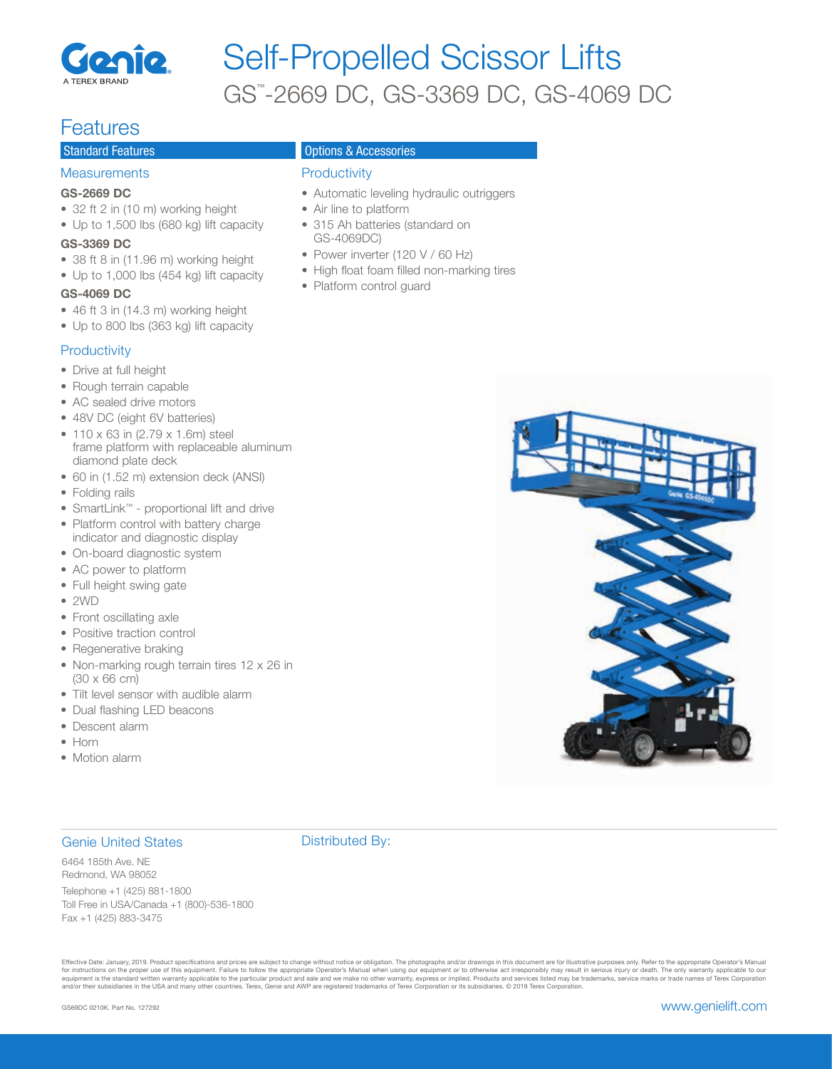# Self-Propelled Scissor Lifts

## GS™-2669 DC, GS-3369 DC, GS-4069 DC

## Features

### Standard Features

#### Measurements

**GS-2669 DC**

- 32 ft 2 in (10 m) working height
- Up to 1,500 lbs (680 kg) lift capacity

**GS-3369 DC**

- 38 ft 8 in (11.96 m) working height
- Up to 1,000 lbs (454 kg) lift capacity

**GS-4069 DC**

- 46 ft 3 in (14.3 m) working height
- Up to 800 lbs (363 kg) lift capacity

#### Productivity

- Drive at full height
- Rough terrain capable
- AC sealed drive motors
- 48V DC (eight 6V batteries)
- 110 x 63 in (2.79 x 1.6m) steel frame platform with replaceable aluminum diamond plate deck
- 60 in (1.52 m) extension deck (ANSI)
- Folding rails
- SmartLink™ - proportional lift and drive
- Platform control with battery charge indicator and diagnostic display
- On-board diagnostic system
- AC power to platform
- Full height swing gate
- 2WD
- Front oscillating axle
- Positive traction control
- Regenerative braking
- Non-marking rough terrain tires 12 x 26 in (30 x 66 cm)
- Tilt level sensor with audible alarm
- Dual flashing LED beacons
- Descent alarm
- Horn
- Motion alarm

### Options & Accessories

#### Productivity

- Automatic leveling hydraulic outriggers
- Air line to platform
- 315 Ah batteries (standard on GS-4069DC)
- Power inverter (120 V / 60 Hz)
- High float foam filled non-marking tires
- Platform control guard

Genie United States

6464 185th Ave. NE
Redmond, WA 98052

Telephone +1 (425) 881-1800
Toll Free in USA/Canada +1 (800)-536-1800
Fax +1 (425) 883-3475

Distributed By:

Effective Date: January, 2019. Product specifications and prices are subject to change without notice or obligation. The photographs and/or drawings in this document are for illustrative purposes only. Refer to the appropriate Operator's Manual for instructions on the proper use of this equipment. Failure to follow the appropriate Operator's Manual when using our equipment or to otherwise act irresponsibly may result in serious injury or death. The only warranty applicable to our equipment is the standard written warranty applicable to the particular product and sale and we make no other warranty, express or implied. Products and services listed may be trademarks, service marks or trade names of Terex Corporation and/or their subsidiaries in the USA and many other countries. Terex, Genie and AWP are registered trademarks of Terex Corporation or its subsidiaries. © 2019 Terex Corporation.

GS69DC 0210K. Part No. 127292

www.genielift.com